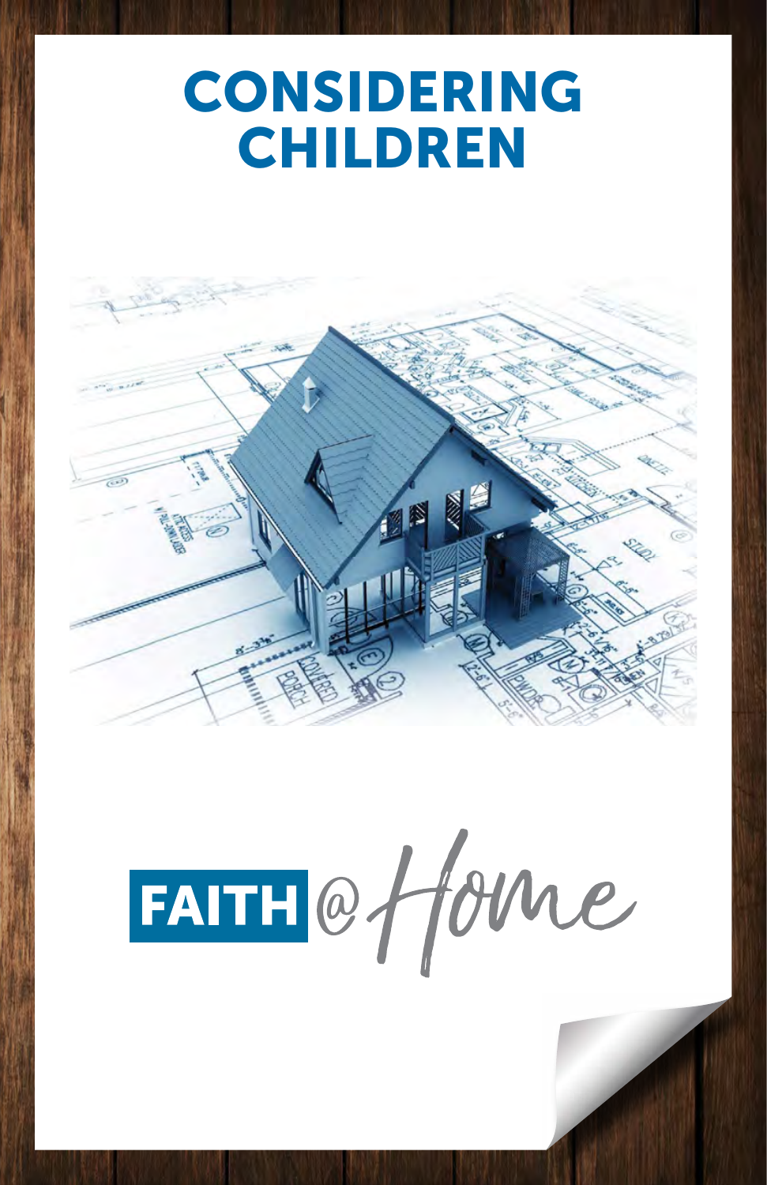# CONSIDERING CHILDREN

FAITH @ Home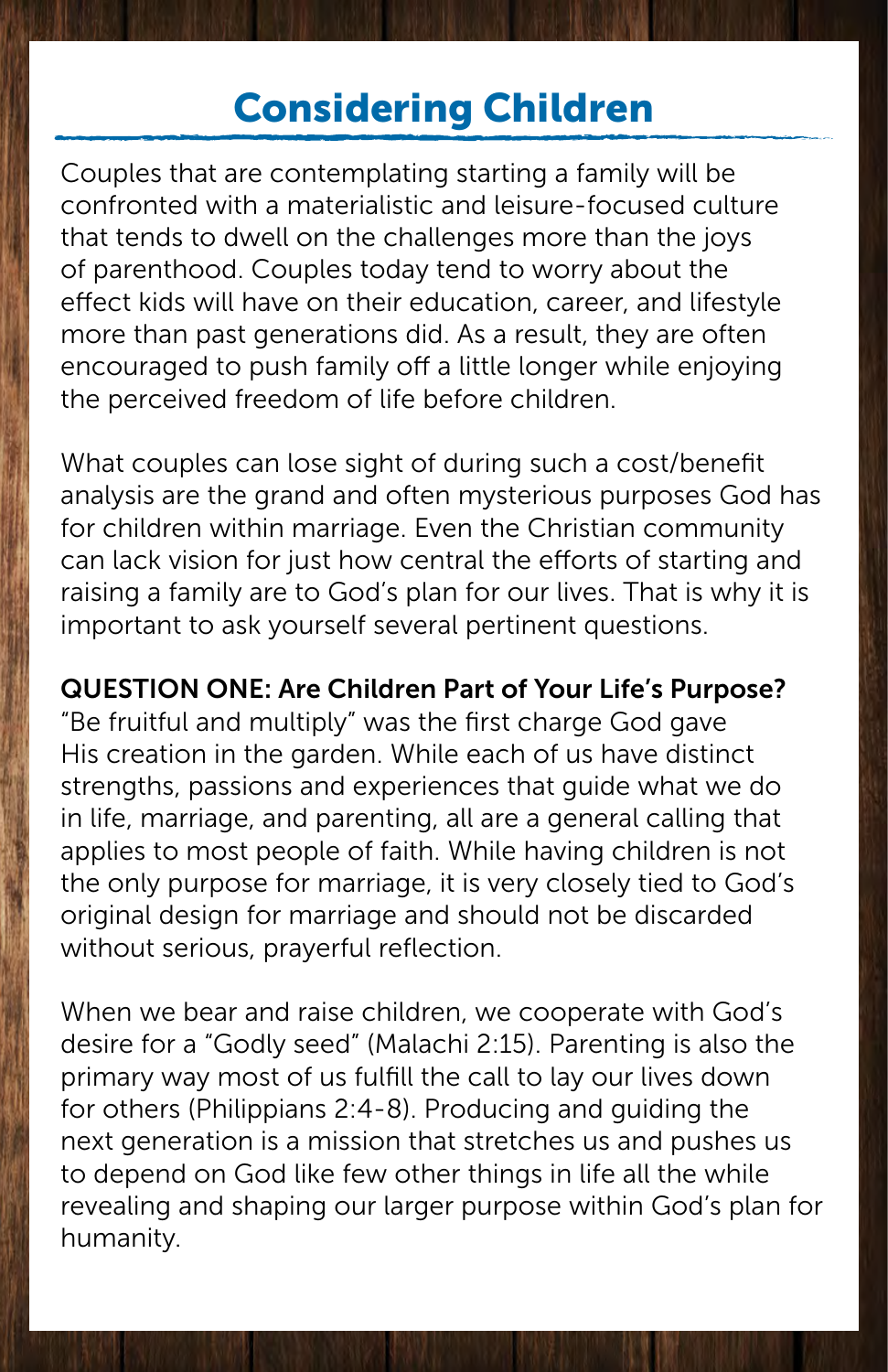# Considering Children

Couples that are contemplating starting a family will be confronted with a materialistic and leisure-focused culture that tends to dwell on the challenges more than the joys of parenthood. Couples today tend to worry about the effect kids will have on their education, career, and lifestyle more than past generations did. As a result, they are often encouraged to push family off a little longer while enjoying the perceived freedom of life before children.

What couples can lose sight of during such a cost/benefit analysis are the grand and often mysterious purposes God has for children within marriage. Even the Christian community can lack vision for just how central the efforts of starting and raising a family are to God's plan for our lives. That is why it is important to ask yourself several pertinent questions.

**QUESTION ONE: Are Children Part of Your Life's Purpose?**

"Be fruitful and multiply" was the first charge God gave His creation in the garden. While each of us have distinct strengths, passions and experiences that guide what we do in life, marriage, and parenting, all are a general calling that applies to most people of faith. While having children is not the only purpose for marriage, it is very closely tied to God's original design for marriage and should not be discarded without serious, prayerful reflection.

When we bear and raise children, we cooperate with God's desire for a "Godly seed" (Malachi 2:15). Parenting is also the primary way most of us fulfill the call to lay our lives down for others (Philippians 2:4-8). Producing and guiding the next generation is a mission that stretches us and pushes us to depend on God like few other things in life all the while revealing and shaping our larger purpose within God's plan for humanity.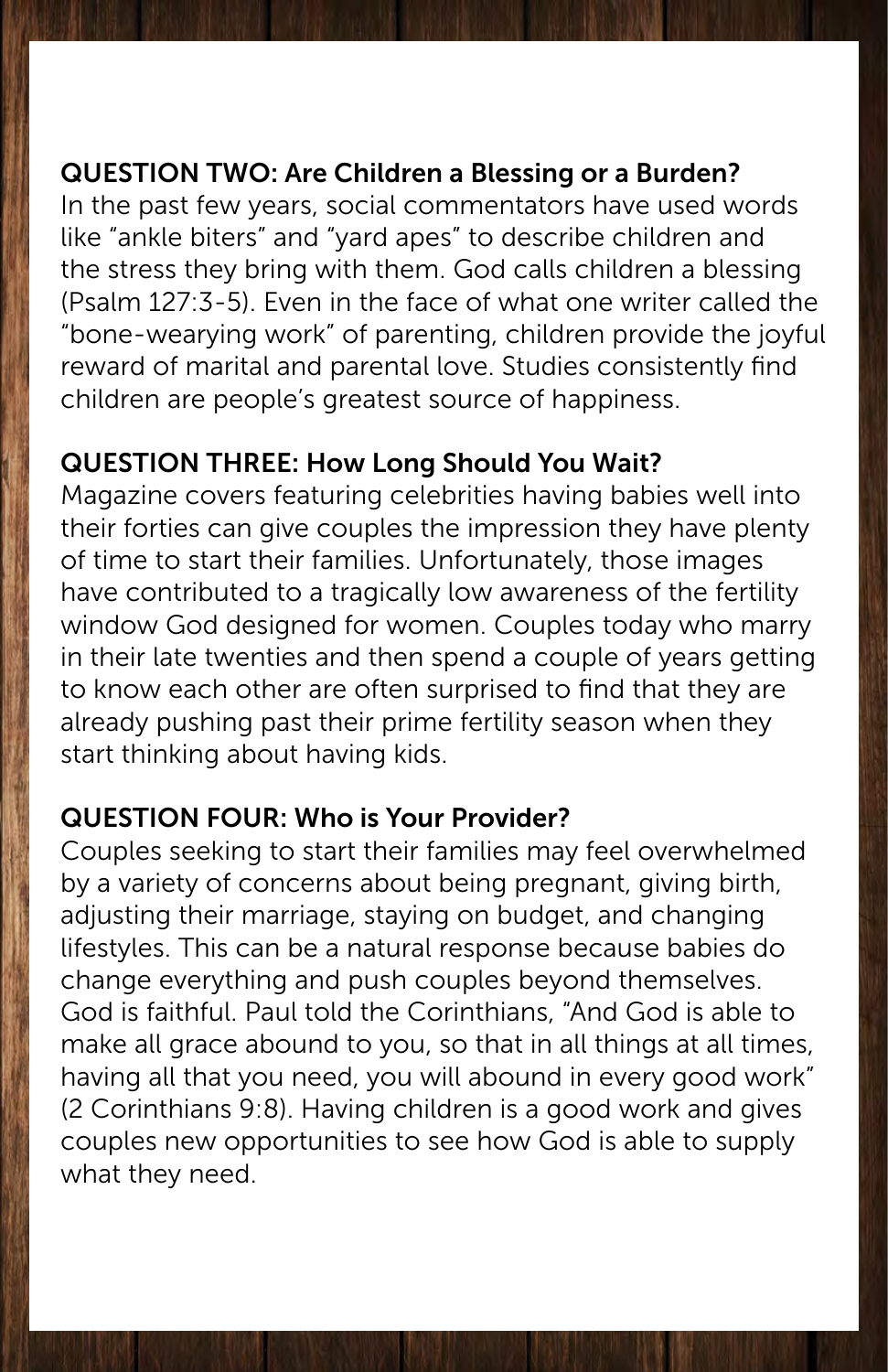**QUESTION TWO: Are Children a Blessing or a Burden?**

In the past few years, social commentators have used words like "ankle biters" and "yard apes" to describe children and the stress they bring with them. God calls children a blessing (Psalm 127:3-5). Even in the face of what one writer called the "bone-wearying work" of parenting, children provide the joyful reward of marital and parental love. Studies consistently find children are people's greatest source of happiness.

**QUESTION THREE: How Long Should You Wait?**

Magazine covers featuring celebrities having babies well into their forties can give couples the impression they have plenty of time to start their families. Unfortunately, those images have contributed to a tragically low awareness of the fertility window God designed for women. Couples today who marry in their late twenties and then spend a couple of years getting to know each other are often surprised to find that they are already pushing past their prime fertility season when they start thinking about having kids.

**QUESTION FOUR: Who is Your Provider?**

Couples seeking to start their families may feel overwhelmed by a variety of concerns about being pregnant, giving birth, adjusting their marriage, staying on budget, and changing lifestyles. This can be a natural response because babies do change everything and push couples beyond themselves. God is faithful. Paul told the Corinthians, "And God is able to make all grace abound to you, so that in all things at all times, having all that you need, you will abound in every good work" (2 Corinthians 9:8). Having children is a good work and gives couples new opportunities to see how God is able to supply what they need.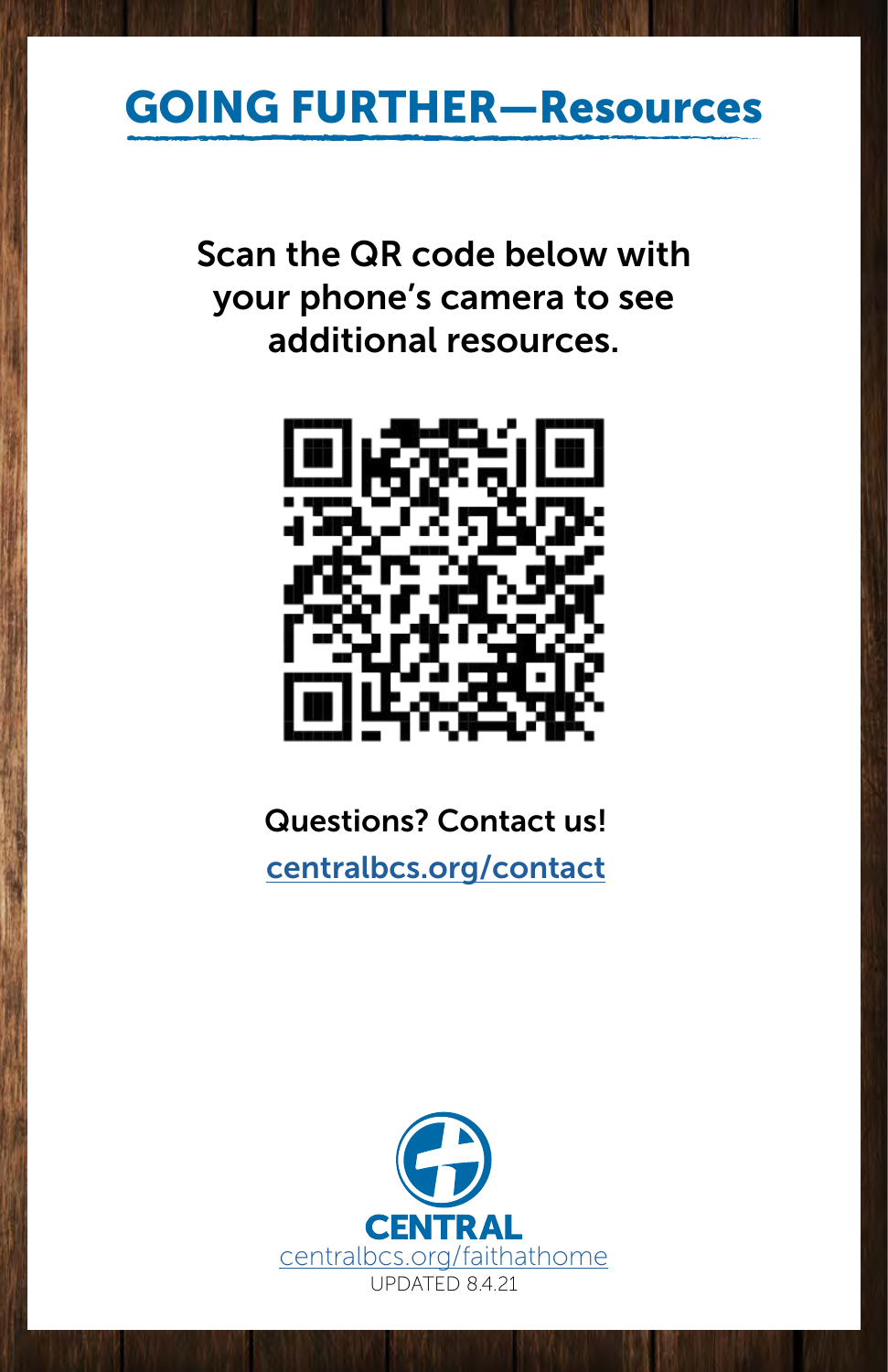# GOING FURTHER—Resources

Scan the QR code below with your phone's camera to see additional resources.

Questions? Contact us!

centralbcs.org/contact

CENTRAL

centralbcs.org/faithathome

UPDATED 8.4.21